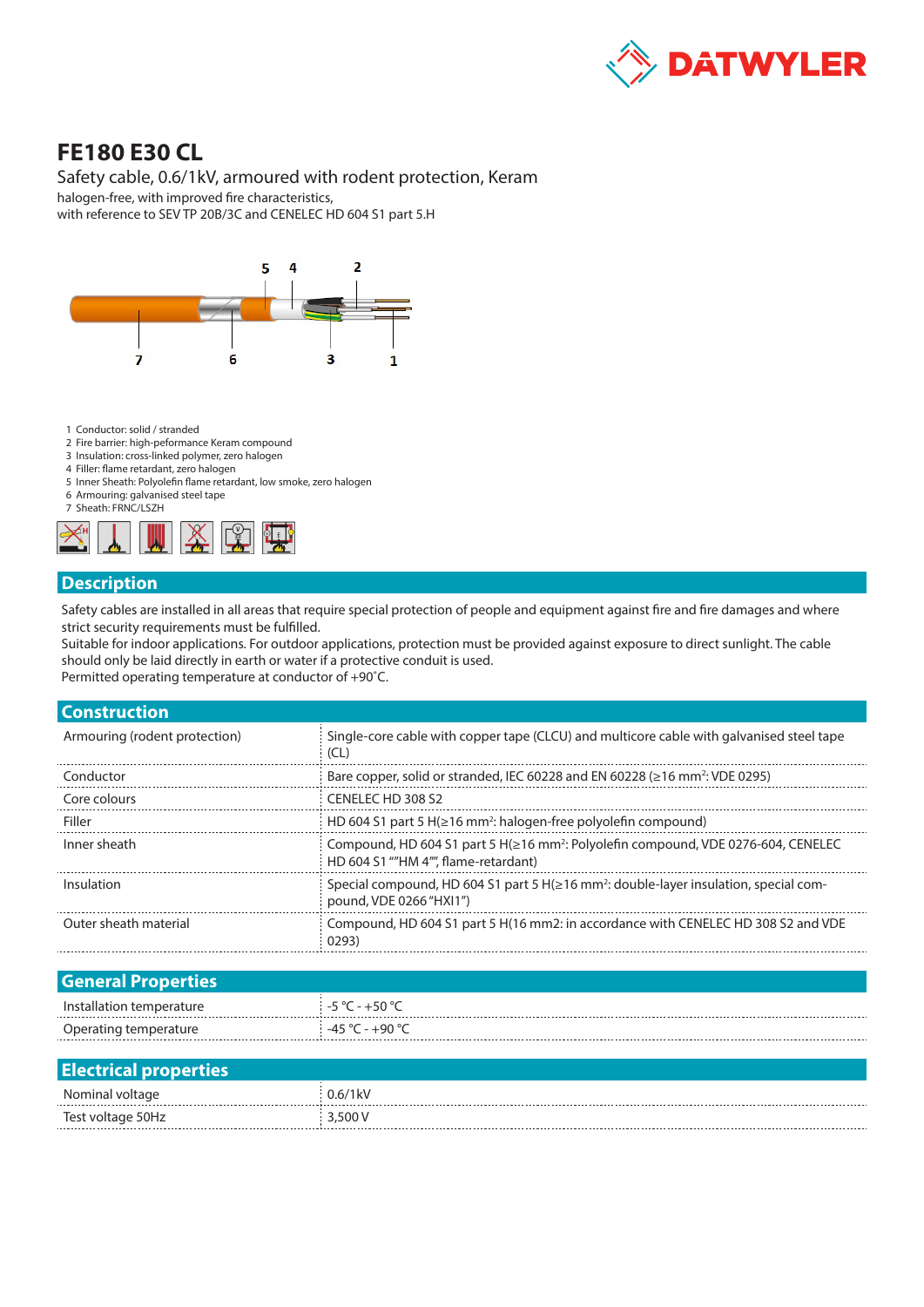# FE180 E30 CL

Safety cable, 0.6/1kV, armoured with rodent protection, Keram

halogen-free, with improved fire characteristics,
with reference to SEV TP 20B/3C and CENELEC HD 604 S1 part 5.H

1 Conductor: solid / stranded
2 Fire barrier: high-peformance Keram compound
3 Insulation: cross-linked polymer, zero halogen
4 Filler: flame retardant, zero halogen
5 Inner Sheath: Polyolefin flame retardant, low smoke, zero halogen
6 Armouring: galvanised steel tape
7 Sheath: FRNC/LSZH

## Description

Safety cables are installed in all areas that require special protection of people and equipment against fire and fire damages and where strict security requirements must be fulfilled.
Suitable for indoor applications. For outdoor applications, protection must be provided against exposure to direct sunlight. The cable should only be laid directly in earth or water if a protective conduit is used.
Permitted operating temperature at conductor of +90˚C.

## Construction

| | |
|---|---|
| Armouring (rodent protection) | Single-core cable with copper tape (CLCU) and multicore cable with galvanised steel tape (CL) |
| Conductor | Bare copper, solid or stranded, IEC 60228 and EN 60228 (≥16 mm²: VDE 0295) |
| Core colours | CENELEC HD 308 S2 |
| Filler | HD 604 S1 part 5 H(≥16 mm²: halogen-free polyolefin compound) |
| Inner sheath | Compound, HD 604 S1 part 5 H(≥16 mm²: Polyolefin compound, VDE 0276-604, CENELEC HD 604 S1 ""HM 4"", flame-retardant) |
| Insulation | Special compound, HD 604 S1 part 5 H(≥16 mm²: double-layer insulation, special compound, VDE 0266 "HXI1") |
| Outer sheath material | Compound, HD 604 S1 part 5 H(16 mm2: in accordance with CENELEC HD 308 S2 and VDE 0293) |

## General Properties

| | |
|---|---|
| Installation temperature | -5 °C - +50 °C |
| Operating temperature | -45 °C - +90 °C |

## Electrical properties

| | |
|---|---|
| Nominal voltage | 0.6/1kV |
| Test voltage 50Hz | 3,500 V |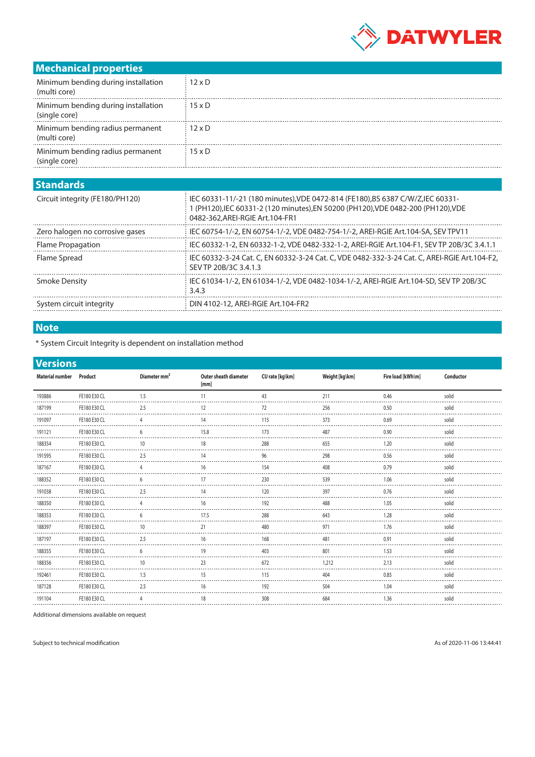## Mechanical properties

| | |
|---|---|
| Minimum bending during installation (multi core) | 12 x D |
| Minimum bending during installation (single core) | 15 x D |
| Minimum bending radius permanent (multi core) | 12 x D |
| Minimum bending radius permanent (single core) | 15 x D |

## Standards

| | |
|---|---|
| Circuit integrity (FE180/PH120) | IEC 60331-11/-21 (180 minutes),VDE 0472-814 (FE180),BS 6387 C/W/Z,IEC 60331-1 (PH120),IEC 60331-2 (120 minutes),EN 50200 (PH120),VDE 0482-200 (PH120),VDE 0482-362,AREI-RGIE Art.104-FR1 |
| Zero halogen no corrosive gases | IEC 60754-1/-2, EN 60754-1/-2, VDE 0482-754-1/-2, AREI-RGIE Art.104-SA, SEV TPV11 |
| Flame Propagation | IEC 60332-1-2, EN 60332-1-2, VDE 0482-332-1-2, AREI-RGIE Art.104-F1, SEV TP 20B/3C 3.4.1.1 |
| Flame Spread | IEC 60332-3-24 Cat. C, EN 60332-3-24 Cat. C, VDE 0482-332-3-24 Cat. C, AREI-RGIE Art.104-F2, SEV TP 20B/3C 3.4.1.3 |
| Smoke Density | IEC 61034-1/-2, EN 61034-1/-2, VDE 0482-1034-1/-2, AREI-RGIE Art.104-SD, SEV TP 20B/3C 3.4.3 |
| System circuit integrity | DIN 4102-12, AREI-RGIE Art.104-FR2 |

## Note

* System Circuit Integrity is dependent on installation method

## Versions

| Material number | Product | Diameter mm² | Outer sheath diameter [mm] | CU rate [kg\km] | Weight [kg\km] | Fire load [kWh\m] | Conductor |
|---|---|---|---|---|---|---|---|
| 193886 | FE180 E30 CL | 1.5 | 11 | 43 | 211 | 0.46 | solid |
| 187199 | FE180 E30 CL | 2.5 | 12 | 72 | 256 | 0.50 | solid |
| 191097 | FE180 E30 CL | 4 | 14 | 115 | 373 | 0.69 | solid |
| 191121 | FE180 E30 CL | 6 | 15.8 | 173 | 487 | 0.90 | solid |
| 188354 | FE180 E30 CL | 10 | 18 | 288 | 655 | 1.20 | solid |
| 191595 | FE180 E30 CL | 2.5 | 14 | 96 | 298 | 0.56 | solid |
| 187167 | FE180 E30 CL | 4 | 16 | 154 | 408 | 0.79 | solid |
| 188352 | FE180 E30 CL | 6 | 17 | 230 | 539 | 1.06 | solid |
| 191038 | FE180 E30 CL | 2.5 | 14 | 120 | 397 | 0.76 | solid |
| 188350 | FE180 E30 CL | 4 | 16 | 192 | 488 | 1.05 | solid |
| 188353 | FE180 E30 CL | 6 | 17.5 | 288 | 643 | 1.28 | solid |
| 188397 | FE180 E30 CL | 10 | 21 | 480 | 971 | 1.76 | solid |
| 187197 | FE180 E30 CL | 2.5 | 16 | 168 | 481 | 0.91 | solid |
| 188355 | FE180 E30 CL | 6 | 19 | 403 | 801 | 1.53 | solid |
| 188356 | FE180 E30 CL | 10 | 23 | 672 | 1,212 | 2.13 | solid |
| 192461 | FE180 E30 CL | 1.5 | 15 | 115 | 404 | 0.85 | solid |
| 187128 | FE180 E30 CL | 2.5 | 16 | 192 | 504 | 1.04 | solid |
| 191104 | FE180 E30 CL | 4 | 18 | 308 | 684 | 1.36 | solid |

Additional dimensions available on request

Subject to technical modification

As of 2020-11-06 13:44:41